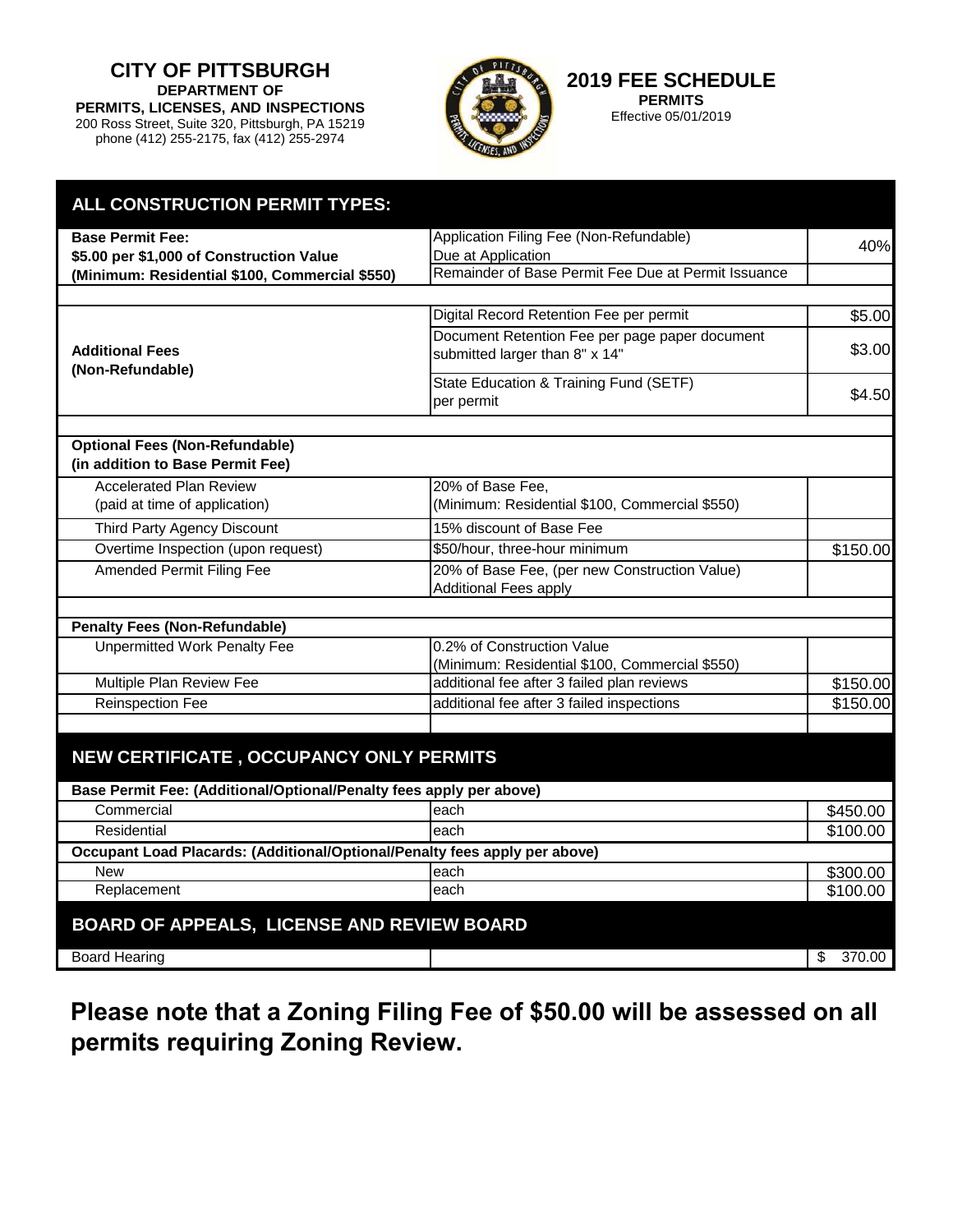**CITY OF PITTSBURGH**
**DEPARTMENT OF**
**PERMITS, LICENSES, AND INSPECTIONS**
200 Ross Street, Suite 320, Pittsburgh, PA 15219
phone (412) 255-2175, fax (412) 255-2974

**2019 FEE SCHEDULE**
**PERMITS**
Effective 05/01/2019

## ALL CONSTRUCTION PERMIT TYPES:

| | | |
|---|---|---|
| **Base Permit Fee:** **\$5.00 per \$1,000 of Construction Value** **(Minimum: Residential \$100, Commercial \$550)** | Application Filing Fee (Non-Refundable) Due at Application | 40% |
| | Remainder of Base Permit Fee Due at Permit Issuance | |
| **Additional Fees (Non-Refundable)** | Digital Record Retention Fee per permit | \$5.00 |
| | Document Retention Fee per page paper document submitted larger than 8" x 14" | \$3.00 |
| | State Education & Training Fund (SETF) per permit | \$4.50 |
| **Optional Fees (Non-Refundable) (in addition to Base Permit Fee)** | | |
| Accelerated Plan Review (paid at time of application) | 20% of Base Fee, (Minimum: Residential \$100, Commercial \$550) | |
| Third Party Agency Discount | 15% discount of Base Fee | |
| Overtime Inspection (upon request) | \$50/hour, three-hour minimum | \$150.00 |
| Amended Permit Filing Fee | 20% of Base Fee, (per new Construction Value) Additional Fees apply | |
| **Penalty Fees (Non-Refundable)** | | |
| Unpermitted Work Penalty Fee | 0.2% of Construction Value (Minimum: Residential \$100, Commercial \$550) | |
| Multiple Plan Review Fee | additional fee after 3 failed plan reviews | \$150.00 |
| Reinspection Fee | additional fee after 3 failed inspections | \$150.00 |

## NEW CERTIFICATE , OCCUPANCY ONLY PERMITS

| | | |
|---|---|---|
| **Base Permit Fee: (Additional/Optional/Penalty fees apply per above)** | | |
| Commercial | each | \$450.00 |
| Residential | each | \$100.00 |
| **Occupant Load Placards: (Additional/Optional/Penalty fees apply per above)** | | |
| New | each | \$300.00 |
| Replacement | each | \$100.00 |

## BOARD OF APPEALS, LICENSE AND REVIEW BOARD

| | | |
|---|---|---|
| Board Hearing | | \$ 370.00 |

**Please note that a Zoning Filing Fee of \$50.00 will be assessed on all permits requiring Zoning Review.**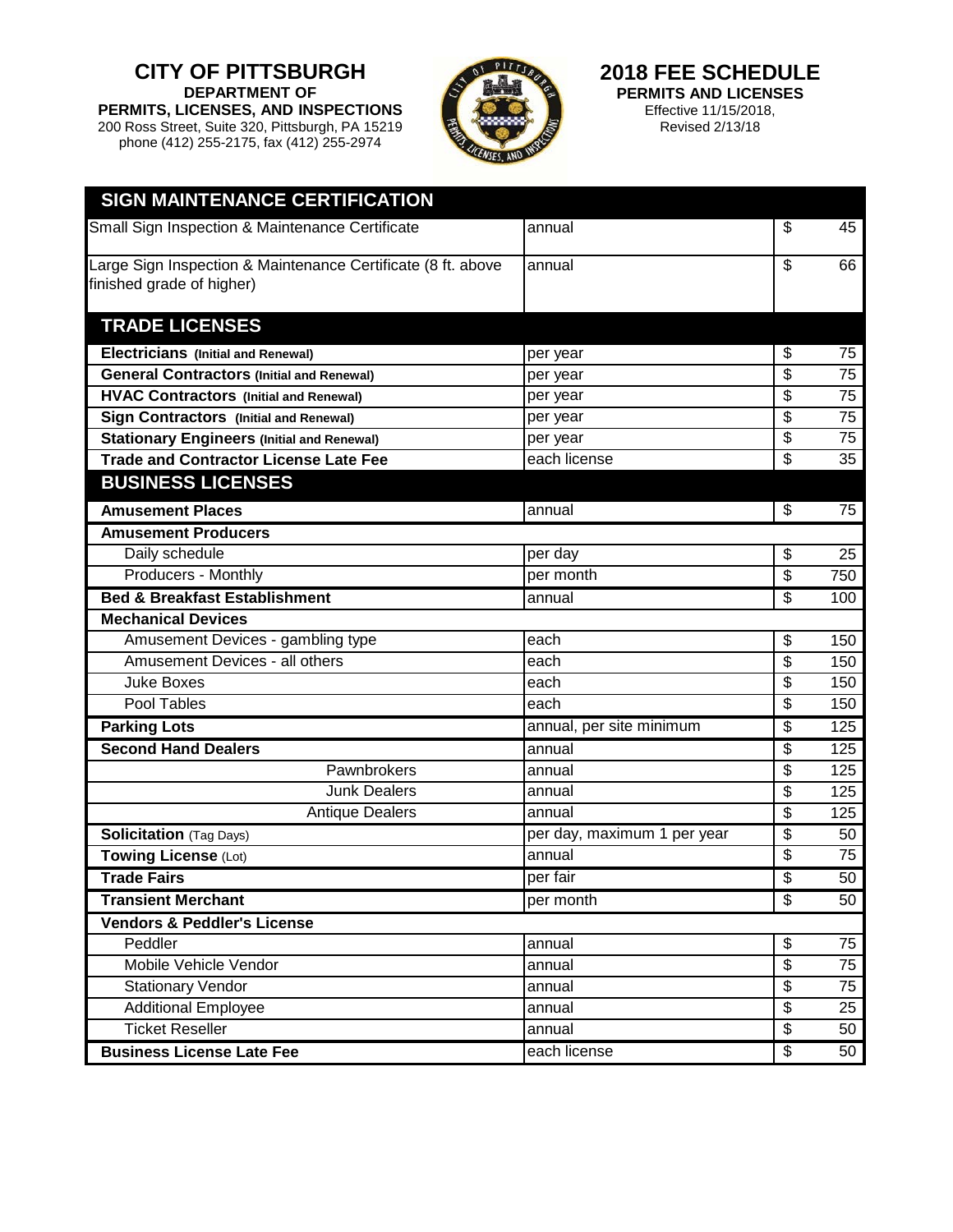**CITY OF PITTSBURGH**
**DEPARTMENT OF**
**PERMITS, LICENSES, AND INSPECTIONS**
200 Ross Street, Suite 320, Pittsburgh, PA 15219
phone (412) 255-2175, fax (412) 255-2974

# 2018 FEE SCHEDULE
**PERMITS AND LICENSES**
Effective 11/15/2018,
Revised 2/13/18

| | | | |
|---|---|---|---|
| **SIGN MAINTENANCE CERTIFICATION** | | | |
| Small Sign Inspection & Maintenance Certificate | annual | $ | 45 |
| Large Sign Inspection & Maintenance Certificate (8 ft. above finished grade of higher) | annual | $ | 66 |
| **TRADE LICENSES** | | | |
| **Electricians** (Initial and Renewal) | per year | $ | 75 |
| **General Contractors** (Initial and Renewal) | per year | $ | 75 |
| **HVAC Contractors** (Initial and Renewal) | per year | $ | 75 |
| **Sign Contractors** (Initial and Renewal) | per year | $ | 75 |
| **Stationary Engineers** (Initial and Renewal) | per year | $ | 75 |
| **Trade and Contractor License Late Fee** | each license | $ | 35 |
| **BUSINESS LICENSES** | | | |
| **Amusement Places** | annual | $ | 75 |
| **Amusement Producers** | | | |
| Daily schedule | per day | $ | 25 |
| Producers - Monthly | per month | $ | 750 |
| **Bed & Breakfast Establishment** | annual | $ | 100 |
| **Mechanical Devices** | | | |
| Amusement Devices - gambling type | each | $ | 150 |
| Amusement Devices - all others | each | $ | 150 |
| Juke Boxes | each | $ | 150 |
| Pool Tables | each | $ | 150 |
| **Parking Lots** | annual, per site minimum | $ | 125 |
| **Second Hand Dealers** | annual | $ | 125 |
| Pawnbrokers | annual | $ | 125 |
| Junk Dealers | annual | $ | 125 |
| Antique Dealers | annual | $ | 125 |
| **Solicitation** (Tag Days) | per day, maximum 1 per year | $ | 50 |
| **Towing License** (Lot) | annual | $ | 75 |
| **Trade Fairs** | per fair | $ | 50 |
| **Transient Merchant** | per month | $ | 50 |
| **Vendors & Peddler's License** | | | |
| Peddler | annual | $ | 75 |
| Mobile Vehicle Vendor | annual | $ | 75 |
| Stationary Vendor | annual | $ | 75 |
| Additional Employee | annual | $ | 25 |
| Ticket Reseller | annual | $ | 50 |
| **Business License Late Fee** | each license | $ | 50 |